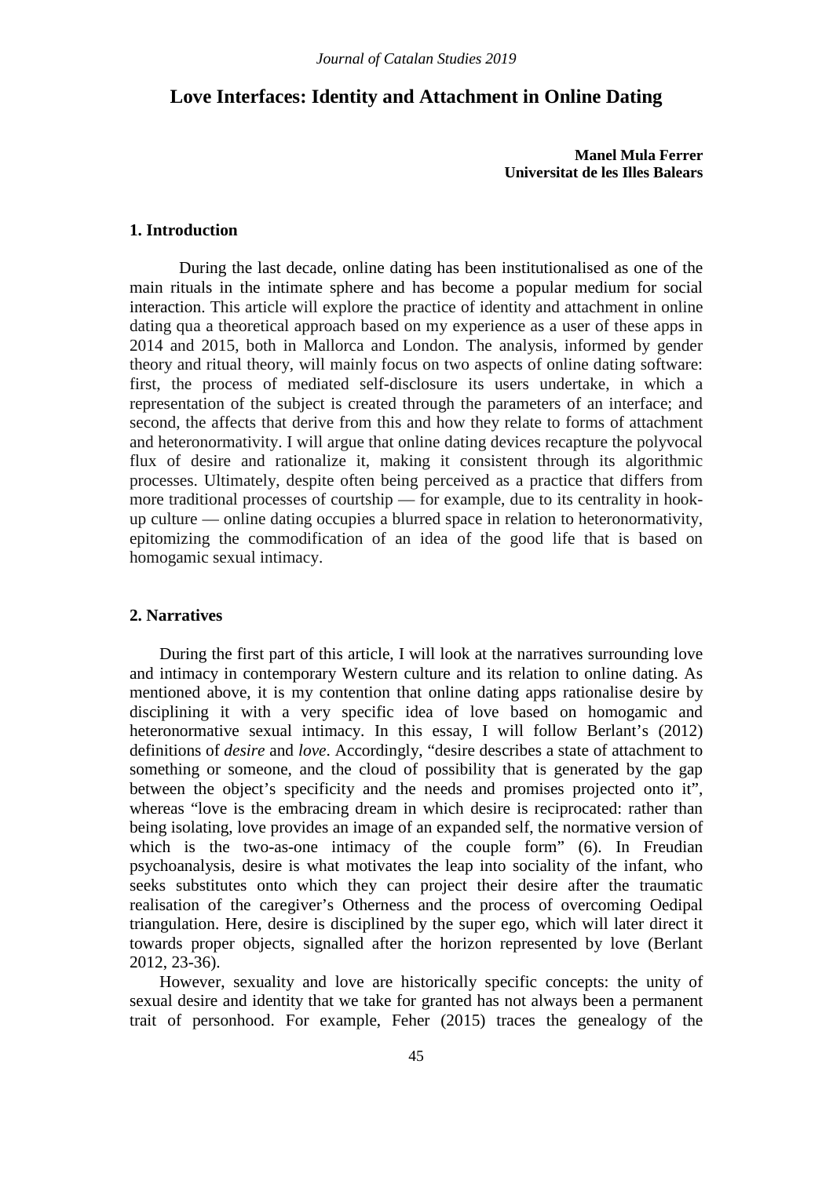# Love Interfaces: Identity and Attachment in Online Dating

**Manel Mula Ferrer**
**Universitat de les Illes Balears**

## 1. Introduction

During the last decade, online dating has been institutionalised as one of the main rituals in the intimate sphere and has become a popular medium for social interaction. This article will explore the practice of identity and attachment in online dating qua a theoretical approach based on my experience as a user of these apps in 2014 and 2015, both in Mallorca and London. The analysis, informed by gender theory and ritual theory, will mainly focus on two aspects of online dating software: first, the process of mediated self-disclosure its users undertake, in which a representation of the subject is created through the parameters of an interface; and second, the affects that derive from this and how they relate to forms of attachment and heteronormativity. I will argue that online dating devices recapture the polyvocal flux of desire and rationalize it, making it consistent through its algorithmic processes. Ultimately, despite often being perceived as a practice that differs from more traditional processes of courtship — for example, due to its centrality in hook-up culture — online dating occupies a blurred space in relation to heteronormativity, epitomizing the commodification of an idea of the good life that is based on homogamic sexual intimacy.

## 2. Narratives

During the first part of this article, I will look at the narratives surrounding love and intimacy in contemporary Western culture and its relation to online dating. As mentioned above, it is my contention that online dating apps rationalise desire by disciplining it with a very specific idea of love based on homogamic and heteronormative sexual intimacy. In this essay, I will follow Berlant's (2012) definitions of *desire* and *love*. Accordingly, "desire describes a state of attachment to something or someone, and the cloud of possibility that is generated by the gap between the object's specificity and the needs and promises projected onto it", whereas "love is the embracing dream in which desire is reciprocated: rather than being isolating, love provides an image of an expanded self, the normative version of which is the two-as-one intimacy of the couple form" (6). In Freudian psychoanalysis, desire is what motivates the leap into sociality of the infant, who seeks substitutes onto which they can project their desire after the traumatic realisation of the caregiver's Otherness and the process of overcoming Oedipal triangulation. Here, desire is disciplined by the super ego, which will later direct it towards proper objects, signalled after the horizon represented by love (Berlant 2012, 23-36).

However, sexuality and love are historically specific concepts: the unity of sexual desire and identity that we take for granted has not always been a permanent trait of personhood. For example, Feher (2015) traces the genealogy of the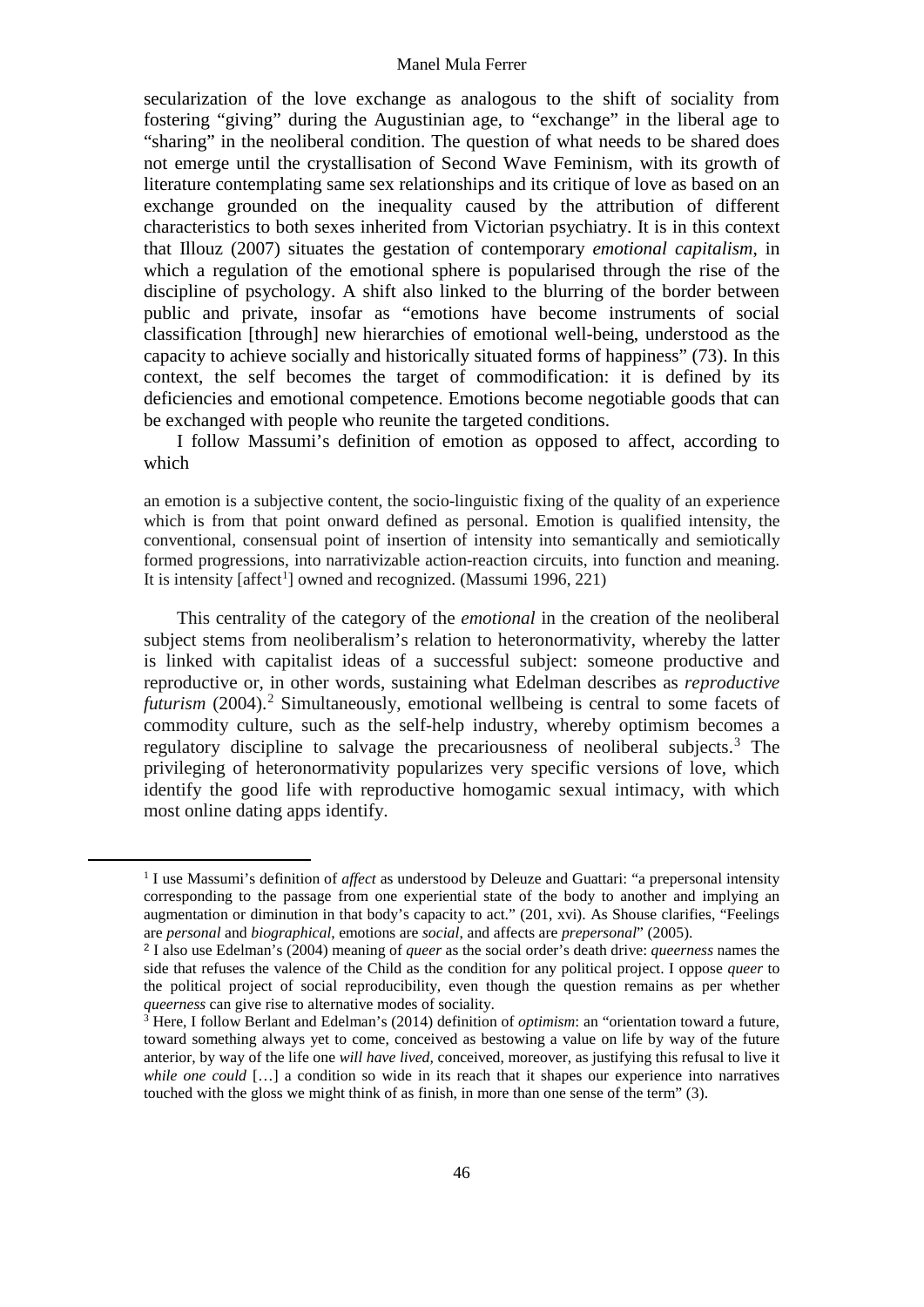secularization of the love exchange as analogous to the shift of sociality from fostering "giving" during the Augustinian age, to "exchange" in the liberal age to "sharing" in the neoliberal condition. The question of what needs to be shared does not emerge until the crystallisation of Second Wave Feminism, with its growth of literature contemplating same sex relationships and its critique of love as based on an exchange grounded on the inequality caused by the attribution of different characteristics to both sexes inherited from Victorian psychiatry. It is in this context that Illouz (2007) situates the gestation of contemporary *emotional capitalism*, in which a regulation of the emotional sphere is popularised through the rise of the discipline of psychology. A shift also linked to the blurring of the border between public and private, insofar as "emotions have become instruments of social classification [through] new hierarchies of emotional well-being, understood as the capacity to achieve socially and historically situated forms of happiness" (73). In this context, the self becomes the target of commodification: it is defined by its deficiencies and emotional competence. Emotions become negotiable goods that can be exchanged with people who reunite the targeted conditions.

I follow Massumi's definition of emotion as opposed to affect, according to which

> an emotion is a subjective content, the socio-linguistic fixing of the quality of an experience which is from that point onward defined as personal. Emotion is qualified intensity, the conventional, consensual point of insertion of intensity into semantically and semiotically formed progressions, into narrativizable action-reaction circuits, into function and meaning. It is intensity [affect[1]] owned and recognized. (Massumi 1996, 221)

This centrality of the category of the *emotional* in the creation of the neoliberal subject stems from neoliberalism's relation to heteronormativity, whereby the latter is linked with capitalist ideas of a successful subject: someone productive and reproductive or, in other words, sustaining what Edelman describes as *reproductive futurism* (2004).[2] Simultaneously, emotional wellbeing is central to some facets of commodity culture, such as the self-help industry, whereby optimism becomes a regulatory discipline to salvage the precariousness of neoliberal subjects.[3] The privileging of heteronormativity popularizes very specific versions of love, which identify the good life with reproductive homogamic sexual intimacy, with which most online dating apps identify.

---

[1] I use Massumi's definition of *affect* as understood by Deleuze and Guattari: "a prepersonal intensity corresponding to the passage from one experiential state of the body to another and implying an augmentation or diminution in that body's capacity to act." (201, xvi). As Shouse clarifies, "Feelings are *personal* and *biographical*, emotions are *social*, and affects are *prepersonal*" (2005).

[2] I also use Edelman's (2004) meaning of *queer* as the social order's death drive: *queerness* names the side that refuses the valence of the Child as the condition for any political project. I oppose *queer* to the political project of social reproducibility, even though the question remains as per whether *queerness* can give rise to alternative modes of sociality.

[3] Here, I follow Berlant and Edelman's (2014) definition of *optimism*: an "orientation toward a future, toward something always yet to come, conceived as bestowing a value on life by way of the future anterior, by way of the life one *will have lived*, conceived, moreover, as justifying this refusal to live it *while one could* […] a condition so wide in its reach that it shapes our experience into narratives touched with the gloss we might think of as finish, in more than one sense of the term" (3).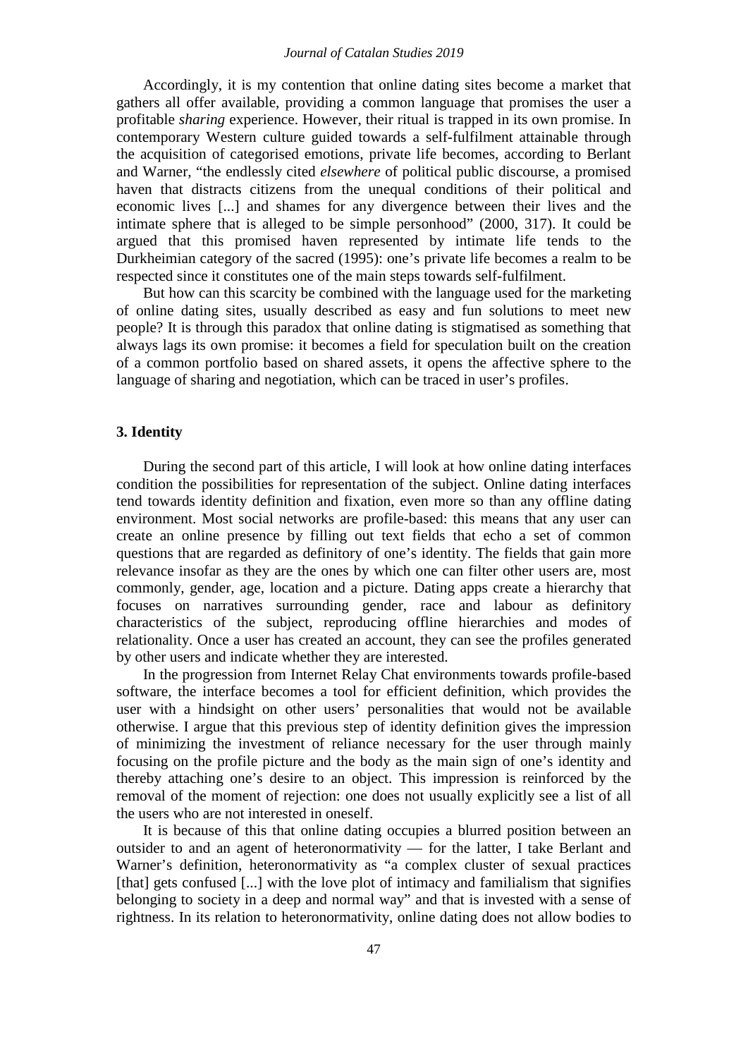Accordingly, it is my contention that online dating sites become a market that gathers all offer available, providing a common language that promises the user a profitable *sharing* experience. However, their ritual is trapped in its own promise. In contemporary Western culture guided towards a self-fulfilment attainable through the acquisition of categorised emotions, private life becomes, according to Berlant and Warner, "the endlessly cited *elsewhere* of political public discourse, a promised haven that distracts citizens from the unequal conditions of their political and economic lives [...] and shames for any divergence between their lives and the intimate sphere that is alleged to be simple personhood" (2000, 317). It could be argued that this promised haven represented by intimate life tends to the Durkheimian category of the sacred (1995): one's private life becomes a realm to be respected since it constitutes one of the main steps towards self-fulfilment.

But how can this scarcity be combined with the language used for the marketing of online dating sites, usually described as easy and fun solutions to meet new people? It is through this paradox that online dating is stigmatised as something that always lags its own promise: it becomes a field for speculation built on the creation of a common portfolio based on shared assets, it opens the affective sphere to the language of sharing and negotiation, which can be traced in user's profiles.

## 3. Identity

During the second part of this article, I will look at how online dating interfaces condition the possibilities for representation of the subject. Online dating interfaces tend towards identity definition and fixation, even more so than any offline dating environment. Most social networks are profile-based: this means that any user can create an online presence by filling out text fields that echo a set of common questions that are regarded as definitory of one's identity. The fields that gain more relevance insofar as they are the ones by which one can filter other users are, most commonly, gender, age, location and a picture. Dating apps create a hierarchy that focuses on narratives surrounding gender, race and labour as definitory characteristics of the subject, reproducing offline hierarchies and modes of relationality. Once a user has created an account, they can see the profiles generated by other users and indicate whether they are interested.

In the progression from Internet Relay Chat environments towards profile-based software, the interface becomes a tool for efficient definition, which provides the user with a hindsight on other users' personalities that would not be available otherwise. I argue that this previous step of identity definition gives the impression of minimizing the investment of reliance necessary for the user through mainly focusing on the profile picture and the body as the main sign of one's identity and thereby attaching one's desire to an object. This impression is reinforced by the removal of the moment of rejection: one does not usually explicitly see a list of all the users who are not interested in oneself.

It is because of this that online dating occupies a blurred position between an outsider to and an agent of heteronormativity — for the latter, I take Berlant and Warner's definition, heteronormativity as "a complex cluster of sexual practices [that] gets confused [...] with the love plot of intimacy and familialism that signifies belonging to society in a deep and normal way" and that is invested with a sense of rightness. In its relation to heteronormativity, online dating does not allow bodies to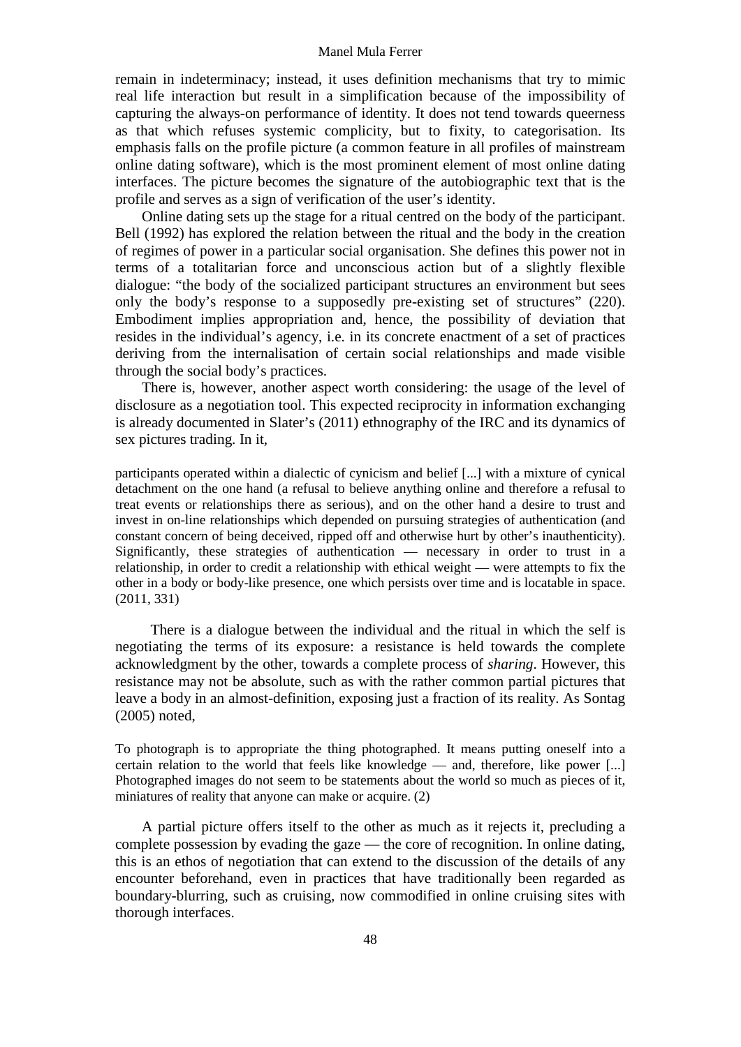remain in indeterminacy; instead, it uses definition mechanisms that try to mimic real life interaction but result in a simplification because of the impossibility of capturing the always-on performance of identity. It does not tend towards queerness as that which refuses systemic complicity, but to fixity, to categorisation. Its emphasis falls on the profile picture (a common feature in all profiles of mainstream online dating software), which is the most prominent element of most online dating interfaces. The picture becomes the signature of the autobiographic text that is the profile and serves as a sign of verification of the user's identity.

Online dating sets up the stage for a ritual centred on the body of the participant. Bell (1992) has explored the relation between the ritual and the body in the creation of regimes of power in a particular social organisation. She defines this power not in terms of a totalitarian force and unconscious action but of a slightly flexible dialogue: "the body of the socialized participant structures an environment but sees only the body's response to a supposedly pre-existing set of structures" (220). Embodiment implies appropriation and, hence, the possibility of deviation that resides in the individual's agency, i.e. in its concrete enactment of a set of practices deriving from the internalisation of certain social relationships and made visible through the social body's practices.

There is, however, another aspect worth considering: the usage of the level of disclosure as a negotiation tool. This expected reciprocity in information exchanging is already documented in Slater's (2011) ethnography of the IRC and its dynamics of sex pictures trading. In it,

> participants operated within a dialectic of cynicism and belief [...] with a mixture of cynical detachment on the one hand (a refusal to believe anything online and therefore a refusal to treat events or relationships there as serious), and on the other hand a desire to trust and invest in on-line relationships which depended on pursuing strategies of authentication (and constant concern of being deceived, ripped off and otherwise hurt by other's inauthenticity). Significantly, these strategies of authentication — necessary in order to trust in a relationship, in order to credit a relationship with ethical weight — were attempts to fix the other in a body or body-like presence, one which persists over time and is locatable in space. (2011, 331)

There is a dialogue between the individual and the ritual in which the self is negotiating the terms of its exposure: a resistance is held towards the complete acknowledgment by the other, towards a complete process of *sharing*. However, this resistance may not be absolute, such as with the rather common partial pictures that leave a body in an almost-definition, exposing just a fraction of its reality. As Sontag (2005) noted,

> To photograph is to appropriate the thing photographed. It means putting oneself into a certain relation to the world that feels like knowledge — and, therefore, like power [...] Photographed images do not seem to be statements about the world so much as pieces of it, miniatures of reality that anyone can make or acquire. (2)

A partial picture offers itself to the other as much as it rejects it, precluding a complete possession by evading the gaze — the core of recognition. In online dating, this is an ethos of negotiation that can extend to the discussion of the details of any encounter beforehand, even in practices that have traditionally been regarded as boundary-blurring, such as cruising, now commodified in online cruising sites with thorough interfaces.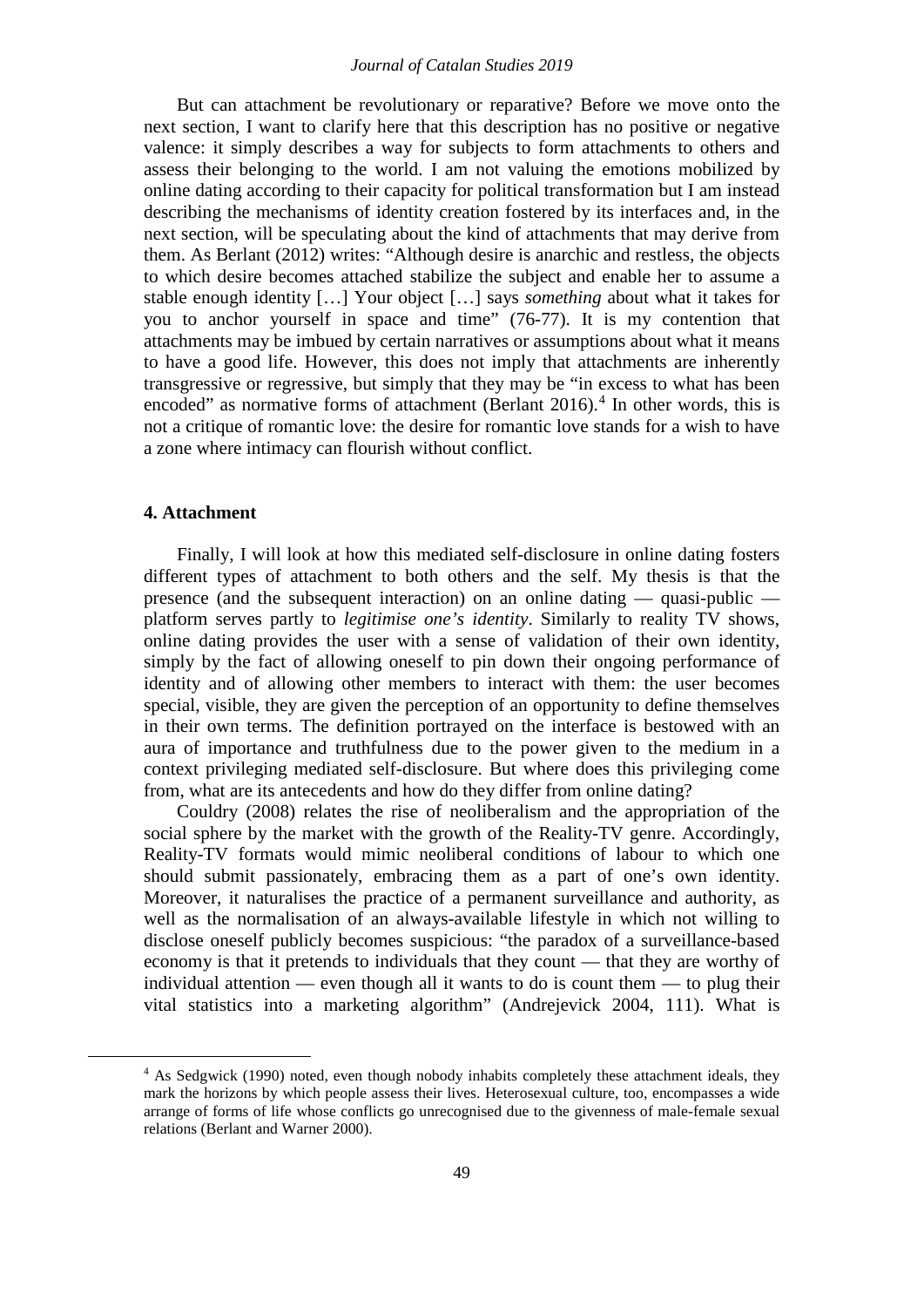But can attachment be revolutionary or reparative? Before we move onto the next section, I want to clarify here that this description has no positive or negative valence: it simply describes a way for subjects to form attachments to others and assess their belonging to the world. I am not valuing the emotions mobilized by online dating according to their capacity for political transformation but I am instead describing the mechanisms of identity creation fostered by its interfaces and, in the next section, will be speculating about the kind of attachments that may derive from them. As Berlant (2012) writes: "Although desire is anarchic and restless, the objects to which desire becomes attached stabilize the subject and enable her to assume a stable enough identity […] Your object […] says *something* about what it takes for you to anchor yourself in space and time" (76-77). It is my contention that attachments may be imbued by certain narratives or assumptions about what it means to have a good life. However, this does not imply that attachments are inherently transgressive or regressive, but simply that they may be "in excess to what has been encoded" as normative forms of attachment (Berlant 2016).[4] In other words, this is not a critique of romantic love: the desire for romantic love stands for a wish to have a zone where intimacy can flourish without conflict.

#### 4. Attachment

Finally, I will look at how this mediated self-disclosure in online dating fosters different types of attachment to both others and the self. My thesis is that the presence (and the subsequent interaction) on an online dating — quasi-public — platform serves partly to *legitimise one's identity*. Similarly to reality TV shows, online dating provides the user with a sense of validation of their own identity, simply by the fact of allowing oneself to pin down their ongoing performance of identity and of allowing other members to interact with them: the user becomes special, visible, they are given the perception of an opportunity to define themselves in their own terms. The definition portrayed on the interface is bestowed with an aura of importance and truthfulness due to the power given to the medium in a context privileging mediated self-disclosure. But where does this privileging come from, what are its antecedents and how do they differ from online dating?

Couldry (2008) relates the rise of neoliberalism and the appropriation of the social sphere by the market with the growth of the Reality-TV genre. Accordingly, Reality-TV formats would mimic neoliberal conditions of labour to which one should submit passionately, embracing them as a part of one's own identity. Moreover, it naturalises the practice of a permanent surveillance and authority, as well as the normalisation of an always-available lifestyle in which not willing to disclose oneself publicly becomes suspicious: "the paradox of a surveillance-based economy is that it pretends to individuals that they count — that they are worthy of individual attention — even though all it wants to do is count them — to plug their vital statistics into a marketing algorithm" (Andrejevick 2004, 111). What is

[4] As Sedgwick (1990) noted, even though nobody inhabits completely these attachment ideals, they mark the horizons by which people assess their lives. Heterosexual culture, too, encompasses a wide arrange of forms of life whose conflicts go unrecognised due to the givenness of male-female sexual relations (Berlant and Warner 2000).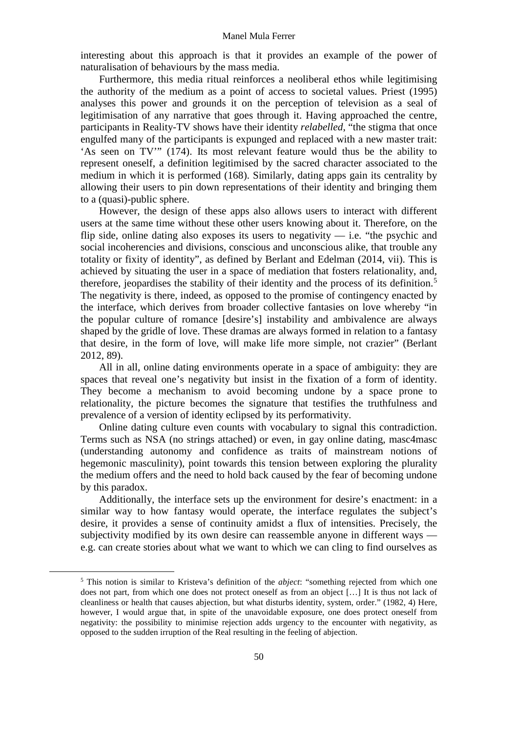interesting about this approach is that it provides an example of the power of naturalisation of behaviours by the mass media.

Furthermore, this media ritual reinforces a neoliberal ethos while legitimising the authority of the medium as a point of access to societal values. Priest (1995) analyses this power and grounds it on the perception of television as a seal of legitimisation of any narrative that goes through it. Having approached the centre, participants in Reality-TV shows have their identity *relabelled*, "the stigma that once engulfed many of the participants is expunged and replaced with a new master trait: 'As seen on TV'" (174). Its most relevant feature would thus be the ability to represent oneself, a definition legitimised by the sacred character associated to the medium in which it is performed (168). Similarly, dating apps gain its centrality by allowing their users to pin down representations of their identity and bringing them to a (quasi)-public sphere.

However, the design of these apps also allows users to interact with different users at the same time without these other users knowing about it. Therefore, on the flip side, online dating also exposes its users to negativity — i.e. "the psychic and social incoherencies and divisions, conscious and unconscious alike, that trouble any totality or fixity of identity", as defined by Berlant and Edelman (2014, vii). This is achieved by situating the user in a space of mediation that fosters relationality, and, therefore, jeopardises the stability of their identity and the process of its definition.[5] The negativity is there, indeed, as opposed to the promise of contingency enacted by the interface, which derives from broader collective fantasies on love whereby "in the popular culture of romance [desire's] instability and ambivalence are always shaped by the gridle of love. These dramas are always formed in relation to a fantasy that desire, in the form of love, will make life more simple, not crazier" (Berlant 2012, 89).

All in all, online dating environments operate in a space of ambiguity: they are spaces that reveal one's negativity but insist in the fixation of a form of identity. They become a mechanism to avoid becoming undone by a space prone to relationality, the picture becomes the signature that testifies the truthfulness and prevalence of a version of identity eclipsed by its performativity.

Online dating culture even counts with vocabulary to signal this contradiction. Terms such as NSA (no strings attached) or even, in gay online dating, masc4masc (understanding autonomy and confidence as traits of mainstream notions of hegemonic masculinity), point towards this tension between exploring the plurality the medium offers and the need to hold back caused by the fear of becoming undone by this paradox.

Additionally, the interface sets up the environment for desire's enactment: in a similar way to how fantasy would operate, the interface regulates the subject's desire, it provides a sense of continuity amidst a flux of intensities. Precisely, the subjectivity modified by its own desire can reassemble anyone in different ways — e.g. can create stories about what we want to which we can cling to find ourselves as

[5] This notion is similar to Kristeva's definition of the *abject*: "something rejected from which one does not part, from which one does not protect oneself as from an object […] It is thus not lack of cleanliness or health that causes abjection, but what disturbs identity, system, order." (1982, 4) Here, however, I would argue that, in spite of the unavoidable exposure, one does protect oneself from negativity: the possibility to minimise rejection adds urgency to the encounter with negativity, as opposed to the sudden irruption of the Real resulting in the feeling of abjection.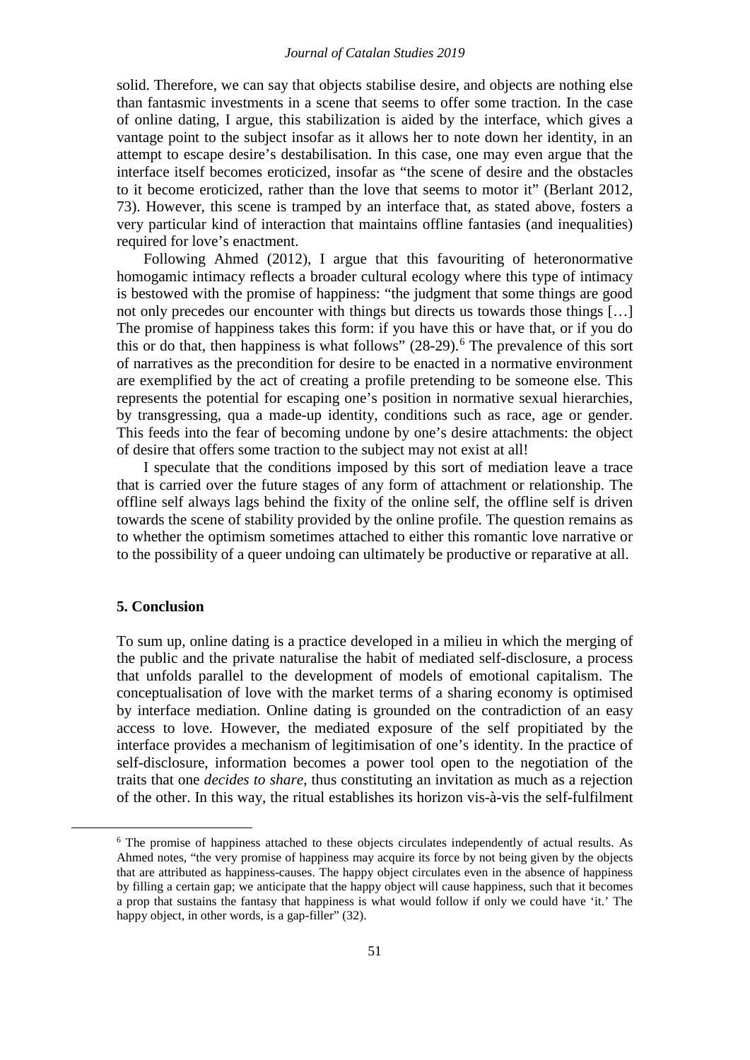solid. Therefore, we can say that objects stabilise desire, and objects are nothing else than fantasmic investments in a scene that seems to offer some traction. In the case of online dating, I argue, this stabilization is aided by the interface, which gives a vantage point to the subject insofar as it allows her to note down her identity, in an attempt to escape desire's destabilisation. In this case, one may even argue that the interface itself becomes eroticized, insofar as "the scene of desire and the obstacles to it become eroticized, rather than the love that seems to motor it" (Berlant 2012, 73). However, this scene is tramped by an interface that, as stated above, fosters a very particular kind of interaction that maintains offline fantasies (and inequalities) required for love's enactment.

Following Ahmed (2012), I argue that this favouriting of heteronormative homogamic intimacy reflects a broader cultural ecology where this type of intimacy is bestowed with the promise of happiness: "the judgment that some things are good not only precedes our encounter with things but directs us towards those things […] The promise of happiness takes this form: if you have this or have that, or if you do this or do that, then happiness is what follows" (28-29).[6] The prevalence of this sort of narratives as the precondition for desire to be enacted in a normative environment are exemplified by the act of creating a profile pretending to be someone else. This represents the potential for escaping one's position in normative sexual hierarchies, by transgressing, qua a made-up identity, conditions such as race, age or gender. This feeds into the fear of becoming undone by one's desire attachments: the object of desire that offers some traction to the subject may not exist at all!

I speculate that the conditions imposed by this sort of mediation leave a trace that is carried over the future stages of any form of attachment or relationship. The offline self always lags behind the fixity of the online self, the offline self is driven towards the scene of stability provided by the online profile. The question remains as to whether the optimism sometimes attached to either this romantic love narrative or to the possibility of a queer undoing can ultimately be productive or reparative at all.

## 5. Conclusion

To sum up, online dating is a practice developed in a milieu in which the merging of the public and the private naturalise the habit of mediated self-disclosure, a process that unfolds parallel to the development of models of emotional capitalism. The conceptualisation of love with the market terms of a sharing economy is optimised by interface mediation. Online dating is grounded on the contradiction of an easy access to love. However, the mediated exposure of the self propitiated by the interface provides a mechanism of legitimisation of one's identity. In the practice of self-disclosure, information becomes a power tool open to the negotiation of the traits that one *decides to share*, thus constituting an invitation as much as a rejection of the other. In this way, the ritual establishes its horizon vis-à-vis the self-fulfilment

[6] The promise of happiness attached to these objects circulates independently of actual results. As Ahmed notes, "the very promise of happiness may acquire its force by not being given by the objects that are attributed as happiness-causes. The happy object circulates even in the absence of happiness by filling a certain gap; we anticipate that the happy object will cause happiness, such that it becomes a prop that sustains the fantasy that happiness is what would follow if only we could have 'it.' The happy object, in other words, is a gap-filler" (32).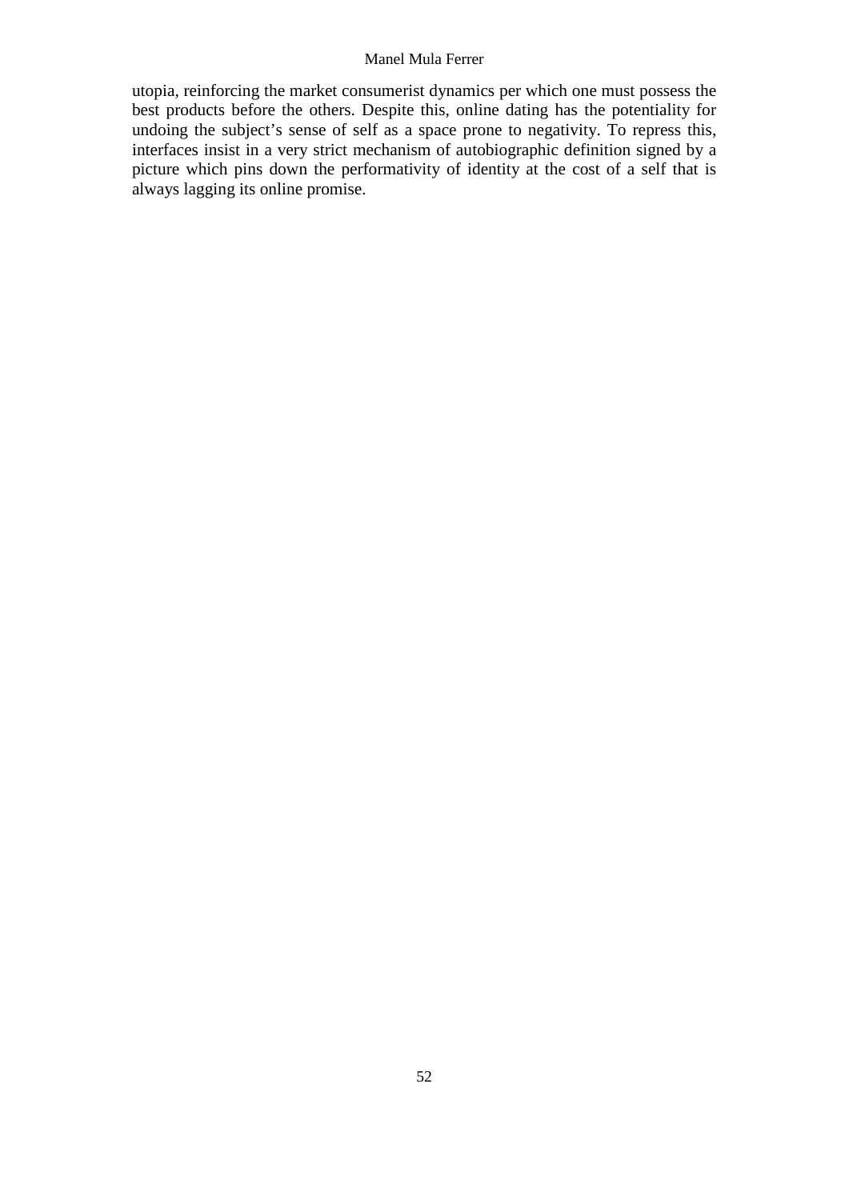utopia, reinforcing the market consumerist dynamics per which one must possess the best products before the others. Despite this, online dating has the potentiality for undoing the subject's sense of self as a space prone to negativity. To repress this, interfaces insist in a very strict mechanism of autobiographic definition signed by a picture which pins down the performativity of identity at the cost of a self that is always lagging its online promise.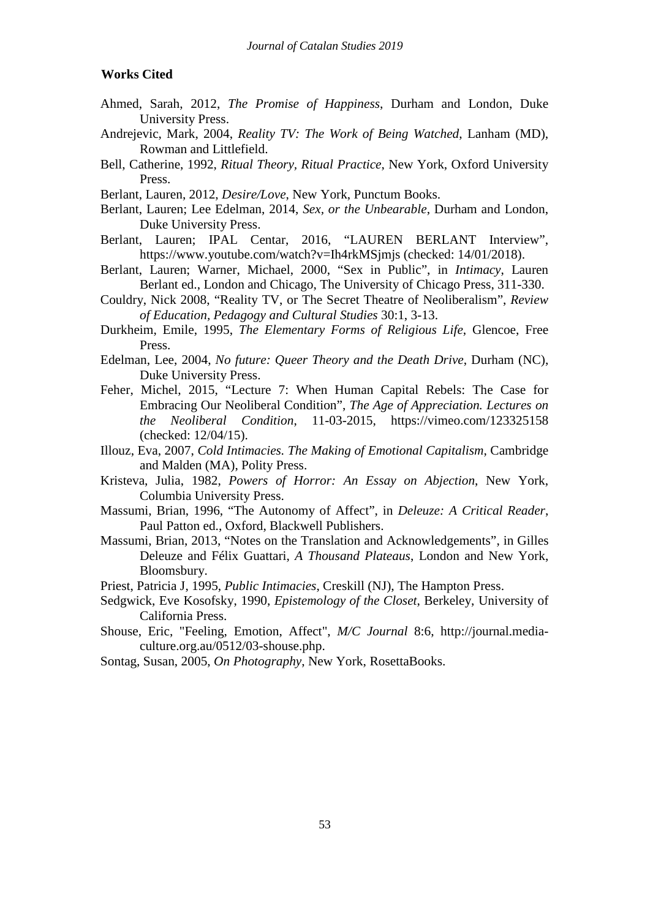**Works Cited**

Ahmed, Sarah, 2012, *The Promise of Happiness*, Durham and London, Duke University Press.

Andrejevic, Mark, 2004, *Reality TV: The Work of Being Watched*, Lanham (MD), Rowman and Littlefield.

Bell, Catherine, 1992, *Ritual Theory, Ritual Practice*, New York, Oxford University Press.

Berlant, Lauren, 2012, *Desire/Love*, New York, Punctum Books.

Berlant, Lauren; Lee Edelman, 2014, *Sex, or the Unbearable*, Durham and London, Duke University Press.

Berlant, Lauren; IPAL Centar, 2016, "LAUREN BERLANT Interview", https://www.youtube.com/watch?v=Ih4rkMSjmjs (checked: 14/01/2018).

Berlant, Lauren; Warner, Michael, 2000, "Sex in Public", in *Intimacy*, Lauren Berlant ed., London and Chicago, The University of Chicago Press, 311-330.

Couldry, Nick 2008, "Reality TV, or The Secret Theatre of Neoliberalism", *Review of Education, Pedagogy and Cultural Studies* 30:1, 3-13.

Durkheim, Emile, 1995, *The Elementary Forms of Religious Life*, Glencoe, Free Press.

Edelman, Lee, 2004, *No future: Queer Theory and the Death Drive*, Durham (NC), Duke University Press.

Feher, Michel, 2015, "Lecture 7: When Human Capital Rebels: The Case for Embracing Our Neoliberal Condition", *The Age of Appreciation. Lectures on the Neoliberal Condition*, 11-03-2015, https://vimeo.com/123325158 (checked: 12/04/15).

Illouz, Eva, 2007, *Cold Intimacies. The Making of Emotional Capitalism*, Cambridge and Malden (MA), Polity Press.

Kristeva, Julia, 1982, *Powers of Horror: An Essay on Abjection*, New York, Columbia University Press.

Massumi, Brian, 1996, "The Autonomy of Affect", in *Deleuze: A Critical Reader*, Paul Patton ed., Oxford, Blackwell Publishers.

Massumi, Brian, 2013, "Notes on the Translation and Acknowledgements", in Gilles Deleuze and Félix Guattari, *A Thousand Plateaus*, London and New York, Bloomsbury.

Priest, Patricia J, 1995, *Public Intimacies*, Creskill (NJ), The Hampton Press.

Sedgwick, Eve Kosofsky, 1990, *Epistemology of the Closet*, Berkeley, University of California Press.

Shouse, Eric, "Feeling, Emotion, Affect", *M/C Journal* 8:6, http://journal.media-culture.org.au/0512/03-shouse.php.

Sontag, Susan, 2005, *On Photography*, New York, RosettaBooks.